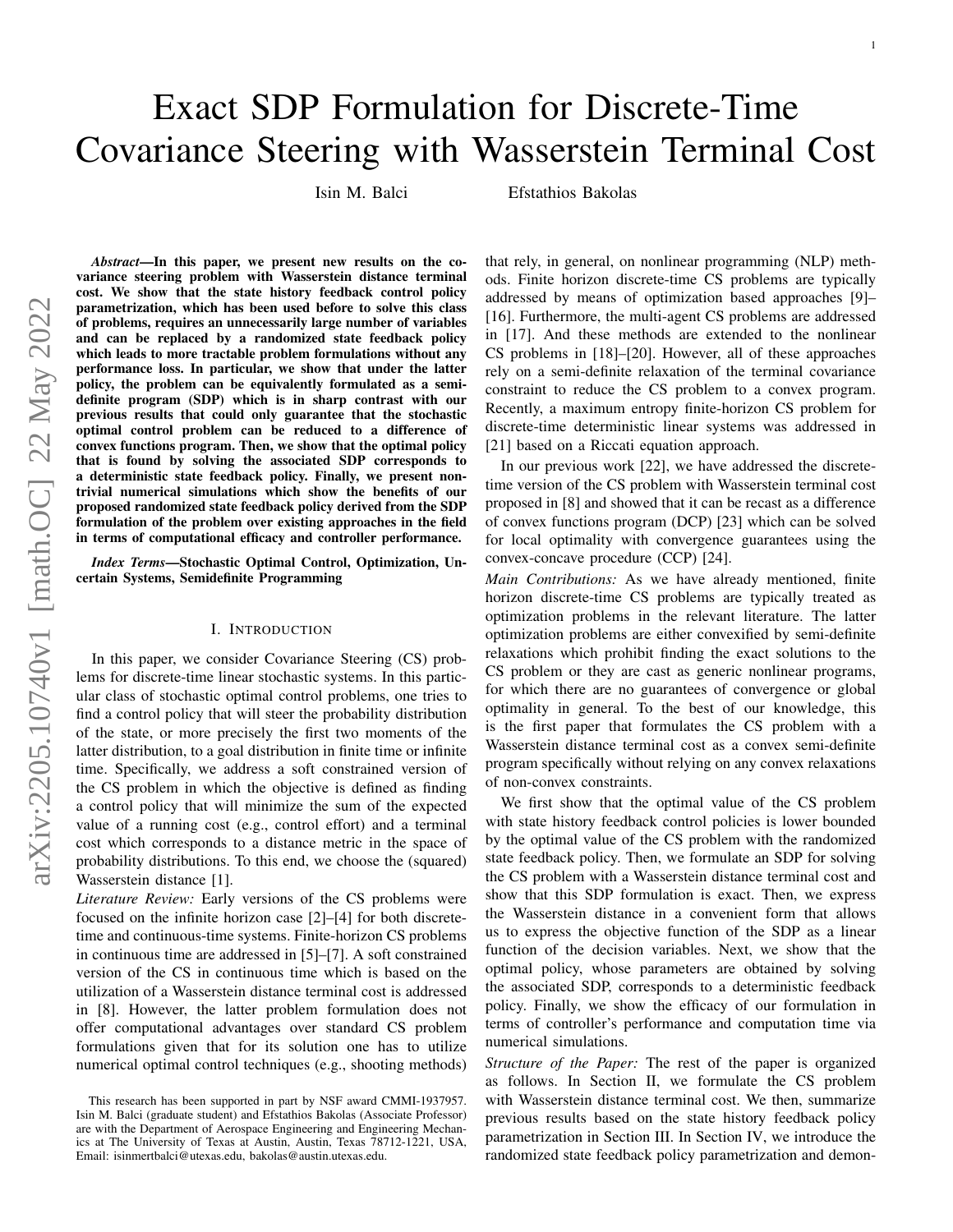# Exact SDP Formulation for Discrete-Time Covariance Steering with Wasserstein Terminal Cost

Isin M. Balci  Efstathios Bakolas

***Abstract*—In this paper, we present new results on the covariance steering problem with Wasserstein distance terminal cost. We show that the state history feedback control policy parametrization, which has been used before to solve this class of problems, requires an unnecessarily large number of variables and can be replaced by a randomized state feedback policy which leads to more tractable problem formulations without any performance loss. In particular, we show that under the latter policy, the problem can be equivalently formulated as a semi-definite program (SDP) which is in sharp contrast with our previous results that could only guarantee that the stochastic optimal control problem can be reduced to a difference of convex functions program. Then, we show that the optimal policy that is found by solving the associated SDP corresponds to a deterministic state feedback policy. Finally, we present non-trivial numerical simulations which show the benefits of our proposed randomized state feedback policy derived from the SDP formulation of the problem over existing approaches in the field in terms of computational efficacy and controller performance.**

***Index Terms*—Stochastic Optimal Control, Optimization, Uncertain Systems, Semidefinite Programming**

## I. Introduction

In this paper, we consider Covariance Steering (CS) problems for discrete-time linear stochastic systems. In this particular class of stochastic optimal control problems, one tries to find a control policy that will steer the probability distribution of the state, or more precisely the first two moments of the latter distribution, to a goal distribution in finite time or infinite time. Specifically, we address a soft constrained version of the CS problem in which the objective is defined as finding a control policy that will minimize the sum of the expected value of a running cost (e.g., control effort) and a terminal cost which corresponds to a distance metric in the space of probability distributions. To this end, we choose the (squared) Wasserstein distance [1].

*Literature Review:* Early versions of the CS problems were focused on the infinite horizon case [2]–[4] for both discrete-time and continuous-time systems. Finite-horizon CS problems in continuous time are addressed in [5]–[7]. A soft constrained version of the CS in continuous time which is based on the utilization of a Wasserstein distance terminal cost is addressed in [8]. However, the latter problem formulation does not offer computational advantages over standard CS problem formulations given that for its solution one has to utilize numerical optimal control techniques (e.g., shooting methods) that rely, in general, on nonlinear programming (NLP) methods. Finite horizon discrete-time CS problems are typically addressed by means of optimization based approaches [9]–[16]. Furthermore, the multi-agent CS problems are addressed in [17]. And these methods are extended to the nonlinear CS problems in [18]–[20]. However, all of these approaches rely on a semi-definite relaxation of the terminal covariance constraint to reduce the CS problem to a convex program. Recently, a maximum entropy finite-horizon CS problem for discrete-time deterministic linear systems was addressed in [21] based on a Riccati equation approach.

In our previous work [22], we have addressed the discrete-time version of the CS problem with Wasserstein terminal cost proposed in [8] and showed that it can be recast as a difference of convex functions program (DCP) [23] which can be solved for local optimality with convergence guarantees using the convex-concave procedure (CCP) [24].

*Main Contributions:* As we have already mentioned, finite horizon discrete-time CS problems are typically treated as optimization problems in the relevant literature. The latter optimization problems are either convexified by semi-definite relaxations which prohibit finding the exact solutions to the CS problem or they are cast as generic nonlinear programs, for which there are no guarantees of convergence or global optimality in general. To the best of our knowledge, this is the first paper that formulates the CS problem with a Wasserstein distance terminal cost as a convex semi-definite program specifically without relying on any convex relaxations of non-convex constraints.

We first show that the optimal value of the CS problem with state history feedback control policies is lower bounded by the optimal value of the CS problem with the randomized state feedback policy. Then, we formulate an SDP for solving the CS problem with a Wasserstein distance terminal cost and show that this SDP formulation is exact. Then, we express the Wasserstein distance in a convenient form that allows us to express the objective function of the SDP as a linear function of the decision variables. Next, we show that the optimal policy, whose parameters are obtained by solving the associated SDP, corresponds to a deterministic feedback policy. Finally, we show the efficacy of our formulation in terms of controller's performance and computation time via numerical simulations.

*Structure of the Paper:* The rest of the paper is organized as follows. In Section II, we formulate the CS problem with Wasserstein distance terminal cost. We then, summarize previous results based on the state history feedback policy parametrization in Section III. In Section IV, we introduce the randomized state feedback policy parametrization and demon-

This research has been supported in part by NSF award CMMI-1937957. Isin M. Balci (graduate student) and Efstathios Bakolas (Associate Professor) are with the Department of Aerospace Engineering and Engineering Mechanics at The University of Texas at Austin, Austin, Texas 78712-1221, USA, Email: isinmertbalci@utexas.edu, bakolas@austin.utexas.edu.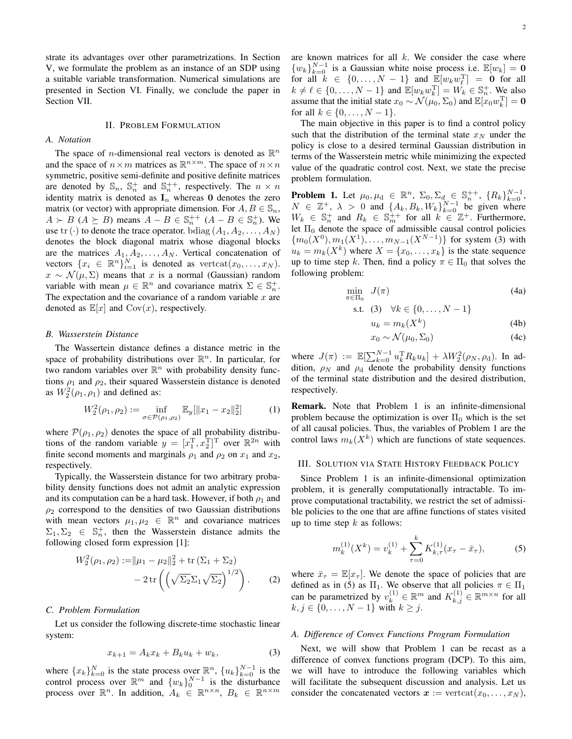strate its advantages over other parametrizations. In Section V, we formulate the problem as an instance of an SDP using a suitable variable transformation. Numerical simulations are presented in Section VI. Finally, we conclude the paper in Section VII.

## II. Problem Formulation

### A. Notation

The space of $n$-dimensional real vectors is denoted as $\mathbb{R}^n$ and the space of $n\times m$ matrices as $\mathbb{R}^{n\times m}$. The space of $n\times n$ symmetric, positive semi-definite and positive definite matrices are denoted by $\mathbb{S}_n$, $\mathbb{S}_n^+$ and $\mathbb{S}_n^{++}$, respectively. The $n\times n$ identity matrix is denoted as $\mathbf{I}_n$ whereas $\mathbf{0}$ denotes the zero matrix (or vector) with appropriate dimension. For $A, B \in \mathbb{S}_n$, $A \succ B$ ($A \succeq B$) means $A - B \in \mathbb{S}_n^{++}$ ($A - B \in \mathbb{S}_n^{+}$). We use $\mathrm{tr}\,(\cdot)$ to denote the trace operator. $\mathrm{bdiag}\,(A_1, A_2, \ldots, A_N)$ denotes the block diagonal matrix whose diagonal blocks are the matrices $A_1, A_2, \ldots, A_N$. Vertical concatenation of vectors $\{x_i \in \mathbb{R}^n\}_{i=1}^N$ is denoted as $\mathrm{vertcat}(x_0, \ldots, x_N)$. $x \sim \mathcal{N}(\mu, \Sigma)$ means that $x$ is a normal (Gaussian) random variable with mean $\mu \in \mathbb{R}^n$ and covariance matrix $\Sigma \in \mathbb{S}_n^+$. The expectation and the covariance of a random variable $x$ are denoted as $\mathbb{E}[x]$ and $\mathrm{Cov}(x)$, respectively.

### B. Wasserstein Distance

The Wassertein distance defines a distance metric in the space of probability distributions over $\mathbb{R}^n$. In particular, for two random variables over $\mathbb{R}^n$ with probability density functions $\rho_1$ and $\rho_2$, their squared Wasserstein distance is denoted as $W_2^2(\rho_1, \rho_1)$ and defined as:

$$W_2^2(\rho_1, \rho_2) := \inf_{\sigma \in \mathcal{P}(\rho_1, \rho_2)} \mathbb{E}_y[\|x_1 - x_2\|_2^2] \tag{1}$$

where $\mathcal{P}(\rho_1, \rho_2)$ denotes the space of all probability distributions of the random variable $y = [x_1^{\mathrm{T}}, x_2^{\mathrm{T}}]^{\mathrm{T}}$ over $\mathbb{R}^{2n}$ with finite second moments and marginals $\rho_1$ and $\rho_2$ on $x_1$ and $x_2$, respectively.

Typically, the Wasserstein distance for two arbitrary probability density functions does not admit an analytic expression and its computation can be a hard task. However, if both $\rho_1$ and $\rho_2$ correspond to the densities of two Gaussian distributions with mean vectors $\mu_1, \mu_2 \in \mathbb{R}^n$ and covariance matrices $\Sigma_1, \Sigma_2 \in \mathbb{S}_n^+$, then the Wasserstein distance admits the following closed form expression [1]:

$$\begin{aligned} W_2^2(\rho_1, \rho_2) :=& \|\mu_1 - \mu_2\|_2^2 + \mathrm{tr}\,(\Sigma_1 + \Sigma_2) \\ & - 2\,\mathrm{tr}\left(\left(\sqrt{\Sigma_2}\Sigma_1\sqrt{\Sigma_2}\right)^{1/2}\right). \end{aligned} \tag{2}$$

### C. Problem Formulation

Let us consider the following discrete-time stochastic linear system:

$$x_{k+1} = A_k x_k + B_k u_k + w_k, \tag{3}$$

where $\{x_k\}_{k=0}^N$ is the state process over $\mathbb{R}^n$, $\{u_k\}_{k=0}^{N-1}$ is the control process over $\mathbb{R}^m$ and $\{w_k\}_0^{N-1}$ is the disturbance process over $\mathbb{R}^n$. In addition, $A_k \in \mathbb{R}^{n\times n}$, $B_k \in \mathbb{R}^{n\times m}$ are known matrices for all $k$. We consider the case where $\{w_k\}_{k=0}^{N-1}$ is a Gaussian white noise process i.e. $\mathbb{E}[w_k] = \mathbf{0}$ for all $k \in \{0, \ldots, N-1\}$ and $\mathbb{E}[w_k w_\ell^{\mathrm{T}}] = \mathbf{0}$ for all $k \neq \ell \in \{0, \ldots, N-1\}$ and $\mathbb{E}[w_k w_k^{\mathrm{T}}] = W_k \in \mathbb{S}_n^+$. We also assume that the initial state $x_0 \sim \mathcal{N}(\mu_0, \Sigma_0)$ and $\mathbb{E}[x_0 w_k^{\mathrm{T}}] = \mathbf{0}$ for all $k \in \{0, \ldots, N-1\}$.

The main objective in this paper is to find a control policy such that the distribution of the terminal state $x_N$ under the policy is close to a desired terminal Gaussian distribution in terms of the Wasserstein metric while minimizing the expected value of the quadratic control cost. Next, we state the precise problem formulation.

**Problem 1.** Let $\mu_0, \mu_{\mathrm{d}} \in \mathbb{R}^n$, $\Sigma_0, \Sigma_d \in \mathbb{S}_n^{++}$, $\{R_k\}_{k=0}^{N-1}$, $N \in \mathbb{Z}^+$, $\lambda > 0$ and $\{A_k, B_k, W_k\}_{k=0}^{N-1}$ be given where $W_k \in \mathbb{S}_n^+$ and $R_k \in \mathbb{S}_m^{++}$ for all $k \in \mathbb{Z}^+$. Furthermore, let $\Pi_0$ denote the space of admissible causal control policies $\{m_0(X^0), m_1(X^1), \ldots, m_{N-1}(X^{N-1})\}$ for system (3) with $u_k = m_k(X^k)$ where $X = \{x_0, \ldots, x_k\}$ is the state sequence up to time step $k$. Then, find a policy $\pi \in \Pi_0$ that solves the following problem:

$$\min_{\pi \in \Pi_0} \quad J(\pi) \tag{4a}$$

$$\text{s.t.} \quad (3) \quad \forall k \in \{0, \ldots, N-1\}$$

$$u_k = m_k(X^k) \tag{4b}$$

$$x_0 \sim \mathcal{N}(\mu_0, \Sigma_0) \tag{4c}$$

where $J(\pi) := \mathbb{E}[\sum_{k=0}^{N-1} u_k^{\mathrm{T}} R_k u_k] + \lambda W_2^2(\rho_N, \rho_{\mathrm{d}})$. In addition, $\rho_N$ and $\rho_{\mathrm{d}}$ denote the probability density functions of the terminal state distribution and the desired distribution, respectively.

**Remark.** Note that Problem 1 is an infinite-dimensional problem because the optimization is over $\Pi_0$ which is the set of all causal policies. Thus, the variables of Problem 1 are the control laws $m_k(X^k)$ which are functions of state sequences.

## III. Solution via State History Feedback Policy

Since Problem 1 is an infinite-dimensional optimization problem, it is generally computationally intractable. To improve computational tractability, we restrict the set of admissible policies to the one that are affine functions of states visited up to time step $k$ as follows:

$$m_k^{(1)}(X^k) = v_k^{(1)} + \sum_{\tau=0}^{k} K_{k,\tau}^{(1)}(x_\tau - \bar{x}_\tau), \tag{5}$$

where $\bar{x}_\tau = \mathbb{E}[x_\tau]$. We denote the space of policies that are defined as in (5) as $\Pi_1$. We observe that all policies $\pi \in \Pi_1$ can be parametrized by $v_k^{(1)} \in \mathbb{R}^m$ and $K_{k,j}^{(1)} \in \mathbb{R}^{m\times n}$ for all $k, j \in \{0, \ldots, N-1\}$ with $k \geq j$.

### A. Difference of Convex Functions Program Formulation

Next, we will show that Problem 1 can be recast as a difference of convex functions program (DCP). To this aim, we will have to introduce the following variables which will facilitate the subsequent discussion and analysis. Let us consider the concatenated vectors $\boldsymbol{x} := \mathrm{vertcat}(x_0, \ldots, x_N)$,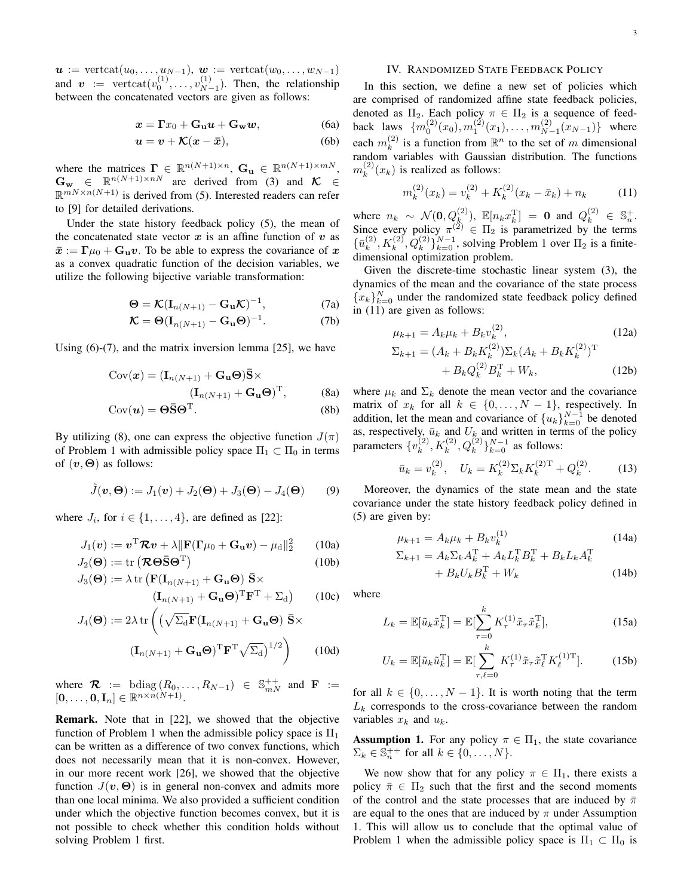$\boldsymbol{u} := \text{vertcat}(u_0, \ldots, u_{N-1})$, $\boldsymbol{w} := \text{vertcat}(w_0, \ldots, w_{N-1})$ and $\boldsymbol{v} := \text{vertcat}(v_0^{(1)}, \ldots, v_{N-1}^{(1)})$. Then, the relationship between the concatenated vectors are given as follows:

$$\boldsymbol{x} = \boldsymbol{\Gamma} x_0 + \mathbf{G_u} \boldsymbol{u} + \mathbf{G_w} \boldsymbol{w}, \tag{6a}$$

$$\boldsymbol{u} = \boldsymbol{v} + \boldsymbol{\mathcal{K}}(\boldsymbol{x} - \bar{\boldsymbol{x}}), \tag{6b}$$

where the matrices $\boldsymbol{\Gamma} \in \mathbb{R}^{n(N+1)\times n}$, $\mathbf{G_u} \in \mathbb{R}^{n(N+1)\times mN}$, $\mathbf{G_w} \in \mathbb{R}^{n(N+1)\times nN}$ are derived from (3) and $\boldsymbol{\mathcal{K}} \in \mathbb{R}^{mN\times n(N+1)}$ is derived from (5). Interested readers can refer to [9] for detailed derivations.

Under the state history feedback policy (5), the mean of the concatenated state vector $\boldsymbol{x}$ is an affine function of $\boldsymbol{v}$ as $\bar{\boldsymbol{x}} := \boldsymbol{\Gamma}\mu_0 + \mathbf{G_u}\boldsymbol{v}$. To be able to express the covariance of $\boldsymbol{x}$ as a convex quadratic function of the decision variables, we utilize the following bijective variable transformation:

$$\boldsymbol{\Theta} = \boldsymbol{\mathcal{K}}(\mathbf{I}_{n(N+1)} - \mathbf{G_u}\boldsymbol{\mathcal{K}})^{-1}, \tag{7a}$$

$$\boldsymbol{\mathcal{K}} = \boldsymbol{\Theta}(\mathbf{I}_{n(N+1)} - \mathbf{G_u}\boldsymbol{\Theta})^{-1}. \tag{7b}$$

Using (6)-(7), and the matrix inversion lemma [25], we have

$$\text{Cov}(\boldsymbol{x}) = (\mathbf{I}_{n(N+1)} + \mathbf{G_u}\boldsymbol{\Theta})\bar{\mathbf{S}}\times (\mathbf{I}_{n(N+1)} + \mathbf{G_u}\boldsymbol{\Theta})^{\mathrm{T}}, \tag{8a}$$

$$\text{Cov}(\boldsymbol{u}) = \boldsymbol{\Theta}\bar{\mathbf{S}}\boldsymbol{\Theta}^{\mathrm{T}}. \tag{8b}$$

By utilizing (8), one can express the objective function $J(\pi)$ of Problem 1 with admissible policy space $\Pi_1 \subset \Pi_0$ in terms of $(\boldsymbol{v}, \boldsymbol{\Theta})$ as follows:

$$\tilde{J}(\boldsymbol{v}, \boldsymbol{\Theta}) := J_1(\boldsymbol{v}) + J_2(\boldsymbol{\Theta}) + J_3(\boldsymbol{\Theta}) - J_4(\boldsymbol{\Theta}) \tag{9}$$

where $J_i$, for $i \in \{1, \ldots, 4\}$, are defined as [22]:

$$J_1(\boldsymbol{v}) := \boldsymbol{v}^{\mathrm{T}}\boldsymbol{\mathcal{R}}\boldsymbol{v} + \lambda\|\mathbf{F}(\boldsymbol{\Gamma}\mu_0 + \mathbf{G_u}\boldsymbol{v}) - \mu_{\mathrm{d}}\|_2^2 \tag{10a}$$

$$J_2(\boldsymbol{\Theta}) := \mathrm{tr}\left(\boldsymbol{\mathcal{R}}\boldsymbol{\Theta}\bar{\mathbf{S}}\boldsymbol{\Theta}^{\mathrm{T}}\right) \tag{10b}$$

$$J_3(\boldsymbol{\Theta}) := \lambda\,\mathrm{tr}\left(\mathbf{F}(\mathbf{I}_{n(N+1)} + \mathbf{G_u}\boldsymbol{\Theta})\,\bar{\mathbf{S}}\times (\mathbf{I}_{n(N+1)} + \mathbf{G_u}\boldsymbol{\Theta})^{\mathrm{T}}\mathbf{F}^{\mathrm{T}} + \Sigma_{\mathrm{d}}\right) \tag{10c}$$

$$J_4(\boldsymbol{\Theta}) := 2\lambda\,\mathrm{tr}\left(\left(\sqrt{\Sigma_{\mathrm{d}}}\mathbf{F}(\mathbf{I}_{n(N+1)} + \mathbf{G_u}\boldsymbol{\Theta})\,\bar{\mathbf{S}}\times (\mathbf{I}_{n(N+1)} + \mathbf{G_u}\boldsymbol{\Theta})^{\mathrm{T}}\mathbf{F}^{\mathrm{T}}\sqrt{\Sigma_{\mathrm{d}}}\right)^{1/2}\right) \tag{10d}$$

where $\boldsymbol{\mathcal{R}} := \mathrm{bdiag}(R_0, \ldots, R_{N-1}) \in \mathbb{S}_{mN}^{++}$ and $\mathbf{F} := [\mathbf{0}, \ldots, \mathbf{0}, \mathbf{I}_n] \in \mathbb{R}^{n\times n(N+1)}$.

**Remark.** Note that in [22], we showed that the objective function of Problem 1 when the admissible policy space is $\Pi_1$ can be written as a difference of two convex functions, which does not necessarily mean that it is non-convex. However, in our more recent work [26], we showed that the objective function $J(\boldsymbol{v}, \boldsymbol{\Theta})$ is in general non-convex and admits more than one local minima. We also provided a sufficient condition under which the objective function becomes convex, but it is not possible to check whether this condition holds without solving Problem 1 first.

## IV. Randomized State Feedback Policy

In this section, we define a new set of policies which are comprised of randomized affine state feedback policies, denoted as $\Pi_2$. Each policy $\pi \in \Pi_2$ is a sequence of feedback laws $\{m_0^{(2)}(x_0), m_1^{(2)}(x_1), \ldots, m_{N-1}^{(2)}(x_{N-1})\}$ where each $m_k^{(2)}$ is a function from $\mathbb{R}^n$ to the set of $m$ dimensional random variables with Gaussian distribution. The functions $m_k^{(2)}(x_k)$ is realized as follows:

$$m_k^{(2)}(x_k) = v_k^{(2)} + K_k^{(2)}(x_k - \bar{x}_k) + n_k \tag{11}$$

where $n_k \sim \mathcal{N}(\mathbf{0}, Q_k^{(2)})$, $\mathbb{E}[n_k x_k^{\mathrm{T}}] = \mathbf{0}$ and $Q_k^{(2)} \in \mathbb{S}_n^{+}$. Since every policy $\pi^{(2)} \in \Pi_2$ is parametrized by the terms $\{\bar{u}_k^{(2)}, K_k^{(2)}, Q_k^{(2)}\}_{k=0}^{N-1}$, solving Problem 1 over $\Pi_2$ is a finite-dimensional optimization problem.

Given the discrete-time stochastic linear system (3), the dynamics of the mean and the covariance of the state process $\{x_k\}_{k=0}^{N}$ under the randomized state feedback policy defined in (11) are given as follows:

$$\mu_{k+1} = A_k\mu_k + B_k v_k^{(2)}, \tag{12a}$$

$$\Sigma_{k+1} = (A_k + B_k K_k^{(2)})\Sigma_k(A_k + B_k K_k^{(2)})^{\mathrm{T}} + B_k Q_k^{(2)} B_k^{\mathrm{T}} + W_k, \tag{12b}$$

where $\mu_k$ and $\Sigma_k$ denote the mean vector and the covariance matrix of $x_k$ for all $k \in \{0, \ldots, N-1\}$, respectively. In addition, let the mean and covariance of $\{u_k\}_{k=0}^{N-1}$ be denoted as, respectively, $\bar{u}_k$ and $U_k$ and written in terms of the policy parameters $\{v_k^{(2)}, K_k^{(2)}, Q_1^{(2)}\}_{k=0}^{N-1}$ as follows:

$$\bar{u}_k = v_k^{(2)}, \quad U_k = K_k^{(2)}\Sigma_k K_k^{(2)\mathrm{T}} + Q_k^{(2)}. \tag{13}$$

Moreover, the dynamics of the state mean and the state covariance under the state history feedback policy defined in (5) are given by:

$$\mu_{k+1} = A_k\mu_k + B_k v_k^{(1)} \tag{14a}$$

$$\Sigma_{k+1} = A_k\Sigma_k A_k^{\mathrm{T}} + A_k L_k^{\mathrm{T}} B_k^{\mathrm{T}} + B_k L_k A_k^{\mathrm{T}} + B_k U_k B_k^{\mathrm{T}} + W_k \tag{14b}$$

where

$$L_k = \mathbb{E}[\tilde{u}_k\tilde{x}_k^{\mathrm{T}}] = \mathbb{E}[\sum_{\tau=0}^{k} K_\tau^{(1)}\tilde{x}_\tau\tilde{x}_k^{\mathrm{T}}], \tag{15a}$$

$$U_k = \mathbb{E}[\tilde{u}_k\tilde{u}_k^{\mathrm{T}}] = \mathbb{E}[\sum_{\tau,\ell=0}^{k} K_\tau^{(1)}\tilde{x}_\tau\tilde{x}_\ell^{\mathrm{T}} K_\ell^{(1)\mathrm{T}}]. \tag{15b}$$

for all $k \in \{0, \ldots, N-1\}$. It is worth noting that the term $L_k$ corresponds to the cross-covariance between the random variables $x_k$ and $u_k$.

**Assumption 1.** For any policy $\pi \in \Pi_1$, the state covariance $\Sigma_k \in \mathbb{S}_n^{++}$ for all $k \in \{0, \ldots, N\}$.

We now show that for any policy $\pi \in \Pi_1$, there exists a policy $\bar{\pi} \in \Pi_2$ such that the first and the second moments of the control and the state processes that are induced by $\bar{\pi}$ are equal to the ones that are induced by $\pi$ under Assumption 1. This will allow us to conclude that the optimal value of Problem 1 when the admissible policy space is $\Pi_1 \subset \Pi_0$ is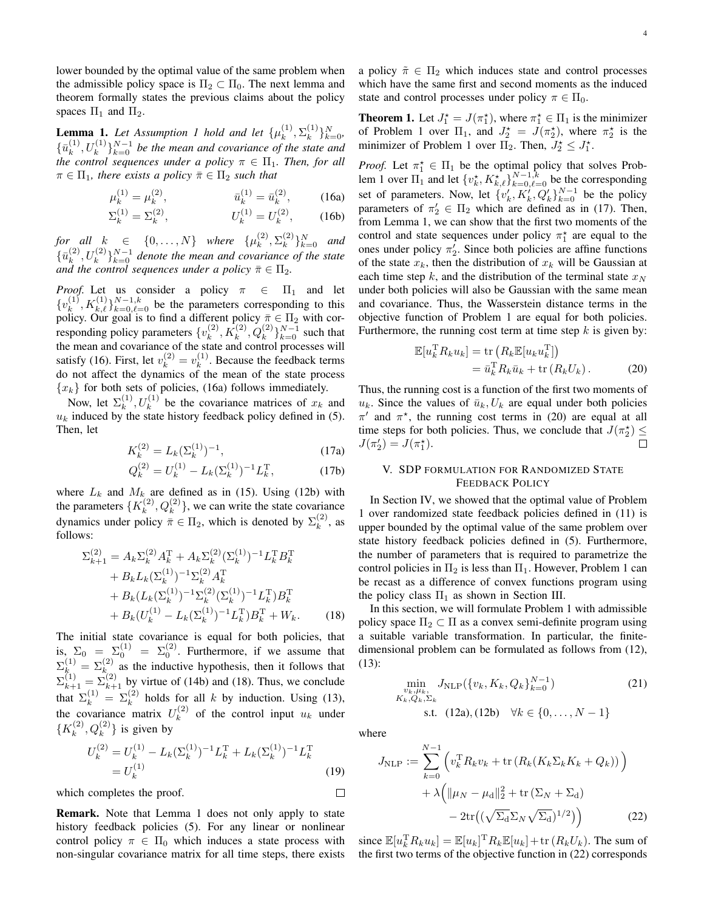lower bounded by the optimal value of the same problem when the admissible policy space is $\Pi_2 \subset \Pi_0$. The next lemma and theorem formally states the previous claims about the policy spaces $\Pi_1$ and $\Pi_2$.

**Lemma 1.** *Let Assumption 1 hold and let $\{\mu_k^{(1)}, \Sigma_k^{(1)}\}_{k=0}^N$, $\{\bar{u}_k^{(1)}, U_k^{(1)}\}_{k=0}^{N-1}$ be the mean and covariance of the state and the control sequences under a policy $\pi \in \Pi_1$. Then, for all $\pi \in \Pi_1$, there exists a policy $\bar{\pi} \in \Pi_2$ such that*

$$\mu_k^{(1)} = \mu_k^{(2)}, \qquad \bar{u}_k^{(1)} = \bar{u}_k^{(2)}, \tag{16a}$$

$$\Sigma_k^{(1)} = \Sigma_k^{(2)}, \qquad U_k^{(1)} = U_k^{(2)}, \tag{16b}$$

*for all $k \in \{0, \ldots, N\}$ where $\{\mu_k^{(2)}, \Sigma_k^{(2)}\}_{k=0}^N$ and $\{\bar{u}_k^{(2)}, U_k^{(2)}\}_{k=0}^{N-1}$ denote the mean and covariance of the state and the control sequences under a policy $\bar{\pi} \in \Pi_2$.*

*Proof.* Let us consider a policy $\pi \in \Pi_1$ and let $\{v_k^{(1)}, K_{k,\ell}^{(1)}\}_{k=0,\ell=0}^{N-1,k}$ be the parameters corresponding to this policy. Our goal is to find a different policy $\bar{\pi} \in \Pi_2$ with corresponding policy parameters $\{v_k^{(2)}, K_k^{(2)}, Q_k^{(2)}\}_{k=0}^{N-1}$ such that the mean and covariance of the state and control processes will satisfy (16). First, let $v_k^{(2)} = v_k^{(1)}$. Because the feedback terms do not affect the dynamics of the mean of the state process $\{x_k\}$ for both sets of policies, (16a) follows immediately.

Now, let $\Sigma_k^{(1)}, U_k^{(1)}$ be the covariance matrices of $x_k$ and $u_k$ induced by the state history feedback policy defined in (5). Then, let

$$K_k^{(2)} = L_k(\Sigma_k^{(1)})^{-1}, \tag{17a}$$

$$Q_k^{(2)} = U_k^{(1)} - L_k(\Sigma_k^{(1)})^{-1} L_k^{\mathrm{T}}, \tag{17b}$$

where $L_k$ and $M_k$ are defined as in (15). Using (12b) with the parameters $\{K_k^{(2)}, Q_k^{(2)}\}$, we can write the state covariance dynamics under policy $\bar{\pi} \in \Pi_2$, which is denoted by $\Sigma_k^{(2)}$, as follows:

$$\begin{aligned}
\Sigma_{k+1}^{(2)} &= A_k \Sigma_k^{(2)} A_k^{\mathrm{T}} + A_k \Sigma_k^{(2)} (\Sigma_k^{(1)})^{-1} L_k^{\mathrm{T}} B_k^{\mathrm{T}} \\
&\quad + B_k L_k (\Sigma_k^{(1)})^{-1} \Sigma_k^{(2)} A_k^{\mathrm{T}} \\
&\quad + B_k (L_k (\Sigma_k^{(1)})^{-1} \Sigma_k^{(2)} (\Sigma_k^{(1)})^{-1} L_k^{\mathrm{T}}) B_k^{\mathrm{T}} \\
&\quad + B_k (U_k^{(1)} - L_k (\Sigma_k^{(1)})^{-1} L_k^{\mathrm{T}}) B_k^{\mathrm{T}} + W_k.
\end{aligned} \tag{18}$$

The initial state covariance is equal for both policies, that is, $\Sigma_0 = \Sigma_0^{(1)} = \Sigma_0^{(2)}$. Furthermore, if we assume that $\Sigma_k^{(1)} = \Sigma_k^{(2)}$ as the inductive hypothesis, then it follows that $\Sigma_{k+1}^{(1)} = \Sigma_{k+1}^{(2)}$ by virtue of (14b) and (18). Thus, we conclude that $\Sigma_k^{(1)} = \Sigma_k^{(2)}$ holds for all $k$ by induction. Using (13), the covariance matrix $U_k^{(2)}$ of the control input $u_k$ under $\{K_k^{(2)}, Q_k^{(2)}\}$ is given by

$$\begin{aligned}
U_k^{(2)} &= U_k^{(1)} - L_k (\Sigma_k^{(1)})^{-1} L_k^{\mathrm{T}} + L_k (\Sigma_k^{(1)})^{-1} L_k^{\mathrm{T}} \\
&= U_k^{(1)}
\end{aligned} \tag{19}$$

which completes the proof. $\square$

**Remark.** Note that Lemma 1 does not only apply to state history feedback policies (5). For any linear or nonlinear control policy $\pi \in \Pi_0$ which induces a state process with non-singular covariance matrix for all time steps, there exists a policy $\tilde{\pi} \in \Pi_2$ which induces state and control processes which have the same first and second moments as the induced state and control processes under policy $\pi \in \Pi_0$.

**Theorem 1.** *Let $J_1^\star = J(\pi_1^\star)$, where $\pi_1^\star \in \Pi_1$ is the minimizer of Problem 1 over $\Pi_1$, and $J_2^\star = J(\pi_2^\star)$, where $\pi_2^\star$ is the minimizer of Problem 1 over $\Pi_2$. Then, $J_2^\star \leq J_1^\star$.*

*Proof.* Let $\pi_1^\star \in \Pi_1$ be the optimal policy that solves Problem 1 over $\Pi_1$ and let $\{v_k^\star, K_{k,\ell}^\star\}_{k=0,\ell=0}^{N-1,k}$ be the corresponding set of parameters. Now, let $\{v_k', K_k', Q_k'\}_{k=0}^{N-1}$ be the policy parameters of $\pi_2' \in \Pi_2$ which are defined as in (17). Then, from Lemma 1, we can show that the first two moments of the control and state sequences under policy $\pi_1^\star$ are equal to the ones under policy $\pi_2'$. Since both policies are affine functions of the state $x_k$, then the distribution of $x_k$ will be Gaussian at each time step $k$, and the distribution of the terminal state $x_N$ under both policies will also be Gaussian with the same mean and covariance. Thus, the Wasserstein distance terms in the objective function of Problem 1 are equal for both policies. Furthermore, the running cost term at time step $k$ is given by:

$$\begin{aligned}
\mathbb{E}[u_k^{\mathrm{T}} R_k u_k] &= \operatorname{tr}\left(R_k \mathbb{E}[u_k u_k^{\mathrm{T}}]\right) \\
&= \bar{u}_k^{\mathrm{T}} R_k \bar{u}_k + \operatorname{tr}\left(R_k U_k\right).
\end{aligned} \tag{20}$$

Thus, the running cost is a function of the first two moments of $u_k$. Since the values of $\bar{u}_k, U_k$ are equal under both policies $\pi'$ and $\pi^\star$, the running cost terms in (20) are equal at all time steps for both policies. Thus, we conclude that $J(\pi_2^\star) \leq J(\pi_2') = J(\pi_1^\star)$. $\square$

## V. SDP Formulation for Randomized State Feedback Policy

In Section IV, we showed that the optimal value of Problem 1 over randomized state feedback policies defined in (11) is upper bounded by the optimal value of the same problem over state history feedback policies defined in (5). Furthermore, the number of parameters that is required to parametrize the control policies in $\Pi_2$ is less than $\Pi_1$. However, Problem 1 can be recast as a difference of convex functions program using the policy class $\Pi_1$ as shown in Section III.

In this section, we will formulate Problem 1 with admissible policy space $\Pi_2 \subset \Pi$ as a convex semi-definite program using a suitable variable transformation. In particular, the finite-dimensional problem can be formulated as follows from (12), (13):

$$\begin{aligned}
\min_{\substack{v_k, \mu_k, \\ K_k, Q_k, \Sigma_k}} \quad & J_{\mathrm{NLP}}(\{v_k, K_k, Q_k\}_{k=0}^{N-1}) \\
\text{s.t.} \quad & \text{(12a), (12b)} \quad \forall k \in \{0, \ldots, N-1\}
\end{aligned} \tag{21}$$

where

$$\begin{aligned}
J_{\mathrm{NLP}} := &\sum_{k=0}^{N-1} \Big( v_k^{\mathrm{T}} R_k v_k + \operatorname{tr}\left(R_k (K_k \Sigma_k K_k + Q_k)\right) \Big) \\
&+ \lambda \Big( \|\mu_N - \mu_{\mathrm{d}}\|_2^2 + \operatorname{tr}\left(\Sigma_N + \Sigma_{\mathrm{d}}\right) \\
&- 2\operatorname{tr}\big( (\sqrt{\Sigma_{\mathrm{d}}} \Sigma_N \sqrt{\Sigma_{\mathrm{d}}})^{1/2} \big) \Big)
\end{aligned} \tag{22}$$

since $\mathbb{E}[u_k^{\mathrm{T}} R_k u_k] = \mathbb{E}[u_k]^{\mathrm{T}} R_k \mathbb{E}[u_k] + \operatorname{tr}\left(R_k U_k\right)$. The sum of the first two terms of the objective function in (22) corresponds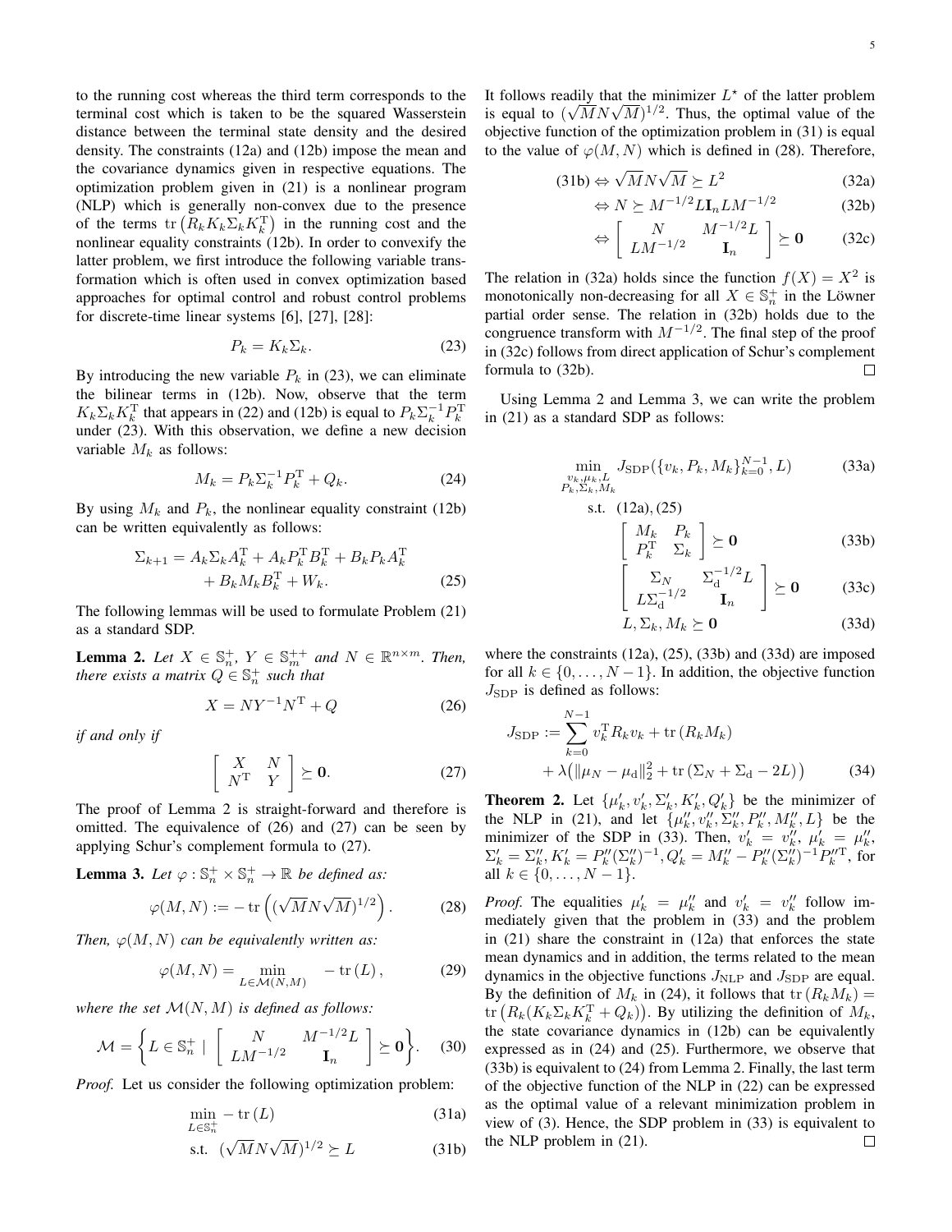to the running cost whereas the third term corresponds to the terminal cost which is taken to be the squared Wasserstein distance between the terminal state density and the desired density. The constraints (12a) and (12b) impose the mean and the covariance dynamics given in respective equations. The optimization problem given in (21) is a nonlinear program (NLP) which is generally non-convex due to the presence of the terms $\mathrm{tr}\left(R_k K_k \Sigma_k K_k^{\mathrm{T}}\right)$ in the running cost and the nonlinear equality constraints (12b). In order to convexify the latter problem, we first introduce the following variable transformation which is often used in convex optimization based approaches for optimal control and robust control problems for discrete-time linear systems [6], [27], [28]:

$$P_k = K_k \Sigma_k. \tag{23}$$

By introducing the new variable $P_k$ in (23), we can eliminate the bilinear terms in (12b). Now, observe that the term $K_k \Sigma_k K_k^{\mathrm{T}}$ that appears in (22) and (12b) is equal to $P_k \Sigma_k^{-1} P_k^{\mathrm{T}}$ under (23). With this observation, we define a new decision variable $M_k$ as follows:

$$M_k = P_k \Sigma_k^{-1} P_k^{\mathrm{T}} + Q_k. \tag{24}$$

By using $M_k$ and $P_k$, the nonlinear equality constraint (12b) can be written equivalently as follows:

$$\begin{aligned}\Sigma_{k+1} = A_k \Sigma_k A_k^{\mathrm{T}} + A_k P_k^{\mathrm{T}} B_k^{\mathrm{T}} + B_k P_k A_k^{\mathrm{T}} \\ + B_k M_k B_k^{\mathrm{T}} + W_k.\end{aligned} \tag{25}$$

The following lemmas will be used to formulate Problem (21) as a standard SDP.

**Lemma 2.** *Let $X \in \mathbb{S}_n^+$, $Y \in \mathbb{S}_m^{++}$ and $N \in \mathbb{R}^{n \times m}$. Then, there exists a matrix $Q \in \mathbb{S}_n^+$ such that*

$$X = N Y^{-1} N^{\mathrm{T}} + Q \tag{26}$$

*if and only if*

$$\begin{bmatrix} X & N \\ N^{\mathrm{T}} & Y \end{bmatrix} \succeq \mathbf{0}. \tag{27}$$

The proof of Lemma 2 is straight-forward and therefore is omitted. The equivalence of (26) and (27) can be seen by applying Schur's complement formula to (27).

**Lemma 3.** *Let $\varphi : \mathbb{S}_n^+ \times \mathbb{S}_n^+ \to \mathbb{R}$ be defined as:*

$$\varphi(M, N) := -\,\mathrm{tr}\left((\sqrt{M} N \sqrt{M})^{1/2}\right). \tag{28}$$

*Then, $\varphi(M, N)$ can be equivalently written as:*

$$\varphi(M, N) = \min_{L \in \mathcal{M}(N,M)} \quad -\,\mathrm{tr}\,(L), \tag{29}$$

*where the set $\mathcal{M}(N, M)$ is defined as follows:*

$$\mathcal{M} = \left\{ L \in \mathbb{S}_n^+ \mid \begin{bmatrix} N & M^{-1/2} L \\ L M^{-1/2} & \mathbf{I}_n \end{bmatrix} \succeq \mathbf{0} \right\}. \tag{30}$$

*Proof.* Let us consider the following optimization problem:

$$\min_{L \in \mathbb{S}_n^+} -\,\mathrm{tr}\,(L) \tag{31a}$$

$$\text{s.t.} \quad (\sqrt{M} N \sqrt{M})^{1/2} \succeq L \tag{31b}$$

It follows readily that the minimizer $L^\star$ of the latter problem is equal to $(\sqrt{M} N \sqrt{M})^{1/2}$. Thus, the optimal value of the objective function of the optimization problem in (31) is equal to the value of $\varphi(M, N)$ which is defined in (28). Therefore,

$$(31\text{b}) \Leftrightarrow \sqrt{M} N \sqrt{M} \succeq L^2 \tag{32a}$$

$$\Leftrightarrow N \succeq M^{-1/2} L \mathbf{I}_n L M^{-1/2} \tag{32b}$$

$$\Leftrightarrow \begin{bmatrix} N & M^{-1/2} L \\ L M^{-1/2} & \mathbf{I}_n \end{bmatrix} \succeq \mathbf{0} \tag{32c}$$

The relation in (32a) holds since the function $f(X) = X^2$ is monotonically non-decreasing for all $X \in \mathbb{S}_n^+$ in the Löwner partial order sense. The relation in (32b) holds due to the congruence transform with $M^{-1/2}$. The final step of the proof in (32c) follows from direct application of Schur's complement formula to (32b). ☐

Using Lemma 2 and Lemma 3, we can write the problem in (21) as a standard SDP as follows:

$$\min_{\substack{v_k, \mu_k, L \\ P_k, \Sigma_k, M_k}} \quad J_{\mathrm{SDP}}(\{v_k, P_k, M_k\}_{k=0}^{N-1}, L) \tag{33a}$$

$$\text{s.t.} \quad (12\text{a}), (25)$$

$$\begin{bmatrix} M_k & P_k \\ P_k^{\mathrm{T}} & \Sigma_k \end{bmatrix} \succeq \mathbf{0} \tag{33b}$$

$$\begin{bmatrix} \Sigma_N & \Sigma_{\mathrm{d}}^{-1/2} L \\ L \Sigma_{\mathrm{d}}^{-1/2} & \mathbf{I}_n \end{bmatrix} \succeq \mathbf{0} \tag{33c}$$

$$L, \Sigma_k, M_k \succeq \mathbf{0} \tag{33d}$$

where the constraints (12a), (25), (33b) and (33d) are imposed for all $k \in \{0, \ldots, N-1\}$. In addition, the objective function $J_{\mathrm{SDP}}$ is defined as follows:

$$\begin{aligned} J_{\mathrm{SDP}} := \sum_{k=0}^{N-1} v_k^{\mathrm{T}} R_k v_k + \mathrm{tr}\,(R_k M_k) \\ + \lambda\big(\|\mu_N - \mu_{\mathrm{d}}\|_2^2 + \mathrm{tr}\,(\Sigma_N + \Sigma_{\mathrm{d}} - 2L)\big) \end{aligned} \tag{34}$$

**Theorem 2.** Let $\{\mu_k', v_k', \Sigma_k', K_k', Q_k'\}$ be the minimizer of the NLP in (21), and let $\{\mu_k'', v_k'', \Sigma_k'', P_k'', M_k'', L\}$ be the minimizer of the SDP in (33). Then, $v_k' = v_k''$, $\mu_k' = \mu_k''$, $\Sigma_k' = \Sigma_k''$, $K_k' = P_k''(\Sigma_k'')^{-1}$, $Q_k' = M_k'' - P_k''(\Sigma_k'')^{-1} P_k''^{\mathrm{T}}$, for all $k \in \{0, \ldots, N-1\}$.

*Proof.* The equalities $\mu_k' = \mu_k''$ and $v_k' = v_k''$ follow immediately given that the problem in (33) and the problem in (21) share the constraint in (12a) that enforces the state mean dynamics and in addition, the terms related to the mean dynamics in the objective functions $J_{\mathrm{NLP}}$ and $J_{\mathrm{SDP}}$ are equal. By the definition of $M_k$ in (24), it follows that $\mathrm{tr}\,(R_k M_k) = \mathrm{tr}\left(R_k (K_k \Sigma_k K_k^{\mathrm{T}} + Q_k)\right)$. By utilizing the definition of $M_k$, the state covariance dynamics in (12b) can be equivalently expressed as in (24) and (25). Furthermore, we observe that (33b) is equivalent to (24) from Lemma 2. Finally, the last term of the objective function of the NLP in (22) can be expressed as the optimal value of a relevant minimization problem in view of (3). Hence, the SDP problem in (33) is equivalent to the NLP problem in (21). ☐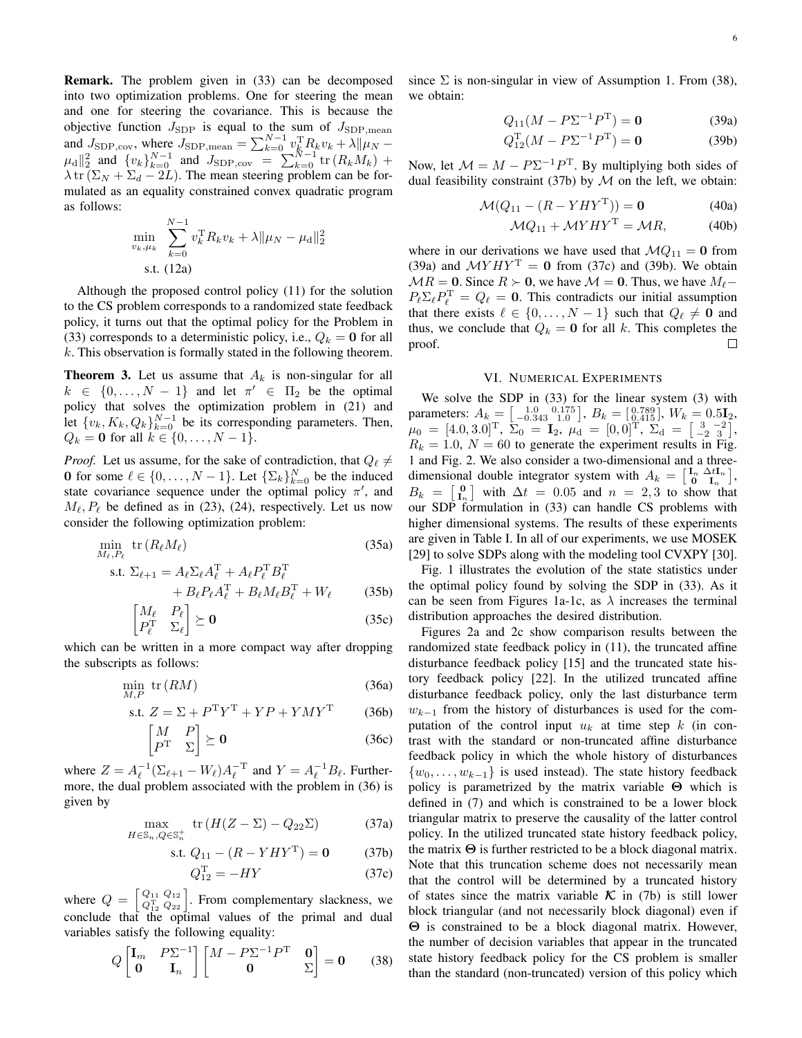**Remark.** The problem given in (33) can be decomposed into two optimization problems. One for steering the mean and one for steering the covariance. This is because the objective function $J_{\mathrm{SDP}}$ is equal to the sum of $J_{\mathrm{SDP,mean}}$ and $J_{\mathrm{SDP,cov}}$, where $J_{\mathrm{SDP,mean}} = \sum_{k=0}^{N-1} v_k^{\mathrm{T}} R_k v_k + \lambda \|\mu_N - \mu_{\mathrm{d}}\|_2^2$ and $\{v_k\}_{k=0}^{N-1}$ and $J_{\mathrm{SDP,cov}} = \sum_{k=0}^{N-1} \mathrm{tr}\,(R_k M_k) + \lambda\,\mathrm{tr}\,(\Sigma_N + \Sigma_d - 2L)$. The mean steering problem can be formulated as an equality constrained convex quadratic program as follows:

$$
\begin{aligned}
\min_{v_k, \mu_k} \quad & \sum_{k=0}^{N-1} v_k^{\mathrm{T}} R_k v_k + \lambda \|\mu_N - \mu_{\mathrm{d}}\|_2^2 \\
\text{s.t.} \quad & (12\mathrm{a})
\end{aligned}
$$

Although the proposed control policy (11) for the solution to the CS problem corresponds to a randomized state feedback policy, it turns out that the optimal policy for the Problem in (33) corresponds to a deterministic policy, i.e., $Q_k = \mathbf{0}$ for all $k$. This observation is formally stated in the following theorem.

**Theorem 3.** Let us assume that $A_k$ is non-singular for all $k \in \{0, \ldots, N-1\}$ and let $\pi' \in \Pi_2$ be the optimal policy that solves the optimization problem in (21) and let $\{v_k, K_k, Q_k\}_{k=0}^{N-1}$ be its corresponding parameters. Then, $Q_k = \mathbf{0}$ for all $k \in \{0, \ldots, N-1\}$.

*Proof.* Let us assume, for the sake of contradiction, that $Q_\ell \neq \mathbf{0}$ for some $\ell \in \{0, \ldots, N-1\}$. Let $\{\Sigma_k\}_{k=0}^{N}$ be the induced state covariance sequence under the optimal policy $\pi'$, and $M_\ell, P_\ell$ be defined as in (23), (24), respectively. Let us now consider the following optimization problem:

$$
\min_{M_\ell, P_\ell} \ \mathrm{tr}\,(R_\ell M_\ell) \tag{35a}
$$

$$
\text{s.t. } \Sigma_{\ell+1} = A_\ell \Sigma_\ell A_\ell^{\mathrm{T}} + A_\ell P_\ell^{\mathrm{T}} B_\ell^{\mathrm{T}} + B_\ell P_\ell A_\ell^{\mathrm{T}} + B_\ell M_\ell B_\ell^{\mathrm{T}} + W_\ell \tag{35b}
$$

$$
\begin{bmatrix} M_\ell & P_\ell \\ P_\ell^{\mathrm{T}} & \Sigma_\ell \end{bmatrix} \succeq \mathbf{0} \tag{35c}
$$

which can be written in a more compact way after dropping the subscripts as follows:

$$
\min_{M,P} \ \mathrm{tr}\,(RM) \tag{36a}
$$

$$
\text{s.t. } Z = \Sigma + P^{\mathrm{T}} Y^{\mathrm{T}} + YP + YMY^{\mathrm{T}} \tag{36b}
$$

$$
\begin{bmatrix} M & P \\ P^{\mathrm{T}} & \Sigma \end{bmatrix} \succeq \mathbf{0} \tag{36c}
$$

where $Z = A_\ell^{-1}(\Sigma_{\ell+1} - W_\ell) A_\ell^{-\mathrm{T}}$ and $Y = A_\ell^{-1} B_\ell$. Furthermore, the dual problem associated with the problem in (36) is given by

$$
\max_{H \in \mathbb{S}_n, Q \in \mathbb{S}_n^+} \ \mathrm{tr}\,(H(Z - \Sigma) - Q_{22}\Sigma) \tag{37a}
$$

$$
\text{s.t. } Q_{11} - (R - YHY^{\mathrm{T}}) = \mathbf{0} \tag{37b}
$$

$$
Q_{12}^{\mathrm{T}} = -HY \tag{37c}
$$

where $Q = \begin{bmatrix} Q_{11} & Q_{12} \\ Q_{12}^{\mathrm{T}} & Q_{22} \end{bmatrix}$. From complementary slackness, we conclude that the optimal values of the primal and dual variables satisfy the following equality:

$$
Q \begin{bmatrix} \mathbf{I}_m & P\Sigma^{-1} \\ \mathbf{0} & \mathbf{I}_n \end{bmatrix} \begin{bmatrix} M - P\Sigma^{-1}P^{\mathrm{T}} & \mathbf{0} \\ \mathbf{0} & \Sigma \end{bmatrix} = \mathbf{0} \tag{38}
$$

since $\Sigma$ is non-singular in view of Assumption 1. From (38), we obtain:

$$
Q_{11}(M - P\Sigma^{-1}P^{\mathrm{T}}) = \mathbf{0} \tag{39a}
$$

$$
Q_{12}^{\mathrm{T}}(M - P\Sigma^{-1}P^{\mathrm{T}}) = \mathbf{0} \tag{39b}
$$

Now, let $\mathcal{M} = M - P\Sigma^{-1}P^{\mathrm{T}}$. By multiplying both sides of dual feasibility constraint (37b) by $\mathcal{M}$ on the left, we obtain:

$$
\mathcal{M}(Q_{11} - (R - YHY^{\mathrm{T}})) = \mathbf{0} \tag{40a}
$$

$$
\mathcal{M}Q_{11} + \mathcal{M}YHY^{\mathrm{T}} = \mathcal{M}R, \tag{40b}
$$

where in our derivations we have used that $\mathcal{M}Q_{11} = \mathbf{0}$ from (39a) and $\mathcal{M}YHY^{\mathrm{T}} = \mathbf{0}$ from (37c) and (39b). We obtain $\mathcal{M}R = \mathbf{0}$. Since $R \succ \mathbf{0}$, we have $\mathcal{M} = \mathbf{0}$. Thus, we have $M_\ell - P_\ell \Sigma_\ell P_\ell^{\mathrm{T}} = Q_\ell = \mathbf{0}$. This contradicts our initial assumption that there exists $\ell \in \{0, \ldots, N-1\}$ such that $Q_\ell \neq \mathbf{0}$ and thus, we conclude that $Q_k = \mathbf{0}$ for all $k$. This completes the proof. ∎

## VI. Numerical Experiments

We solve the SDP in (33) for the linear system (3) with parameters: $A_k = \begin{bmatrix} 1.0 & 0.175 \\ -0.343 & 1.0 \end{bmatrix}$, $B_k = \begin{bmatrix} 0.789 \\ 0.415 \end{bmatrix}$, $W_k = 0.5\mathbf{I}_2$, $\mu_0 = [4.0, 3.0]^{\mathrm{T}}$, $\Sigma_0 = \mathbf{I}_2$, $\mu_{\mathrm{d}} = [0, 0]^{\mathrm{T}}$, $\Sigma_{\mathrm{d}} = \begin{bmatrix} 3 & -2 \\ -2 & 3 \end{bmatrix}$, $R_k = 1.0$, $N = 60$ to generate the experiment results in Fig. 1 and Fig. 2. We also consider a two-dimensional and a three-dimensional double integrator system with $A_k = \begin{bmatrix} \mathbf{I}_n & \Delta t \mathbf{I}_n \\ \mathbf{0} & \mathbf{I}_n \end{bmatrix}$, $B_k = \begin{bmatrix} \mathbf{0} \\ \mathbf{I}_n \end{bmatrix}$ with $\Delta t = 0.05$ and $n = 2, 3$ to show that our SDP formulation in (33) can handle CS problems with higher dimensional systems. The results of these experiments are given in Table I. In all of our experiments, we use MOSEK [29] to solve SDPs along with the modeling tool CVXPY [30].

Fig. 1 illustrates the evolution of the state statistics under the optimal policy found by solving the SDP in (33). As it can be seen from Figures 1a-1c, as $\lambda$ increases the terminal distribution approaches the desired distribution.

Figures 2a and 2c show comparison results between the randomized state feedback policy in (11), the truncated affine disturbance feedback policy [15] and the truncated state history feedback policy [22]. In the utilized truncated affine disturbance feedback policy, only the last disturbance term $w_{k-1}$ from the history of disturbances is used for the computation of the control input $u_k$ at time step $k$ (in contrast with the standard or non-truncated affine disturbance feedback policy in which the whole history of disturbances $\{w_0, \ldots, w_{k-1}\}$ is used instead). The state history feedback policy is parametrized by the matrix variable $\boldsymbol{\Theta}$ which is defined in (7) and which is constrained to be a lower block triangular matrix to preserve the causality of the latter control policy. In the utilized truncated state history feedback policy, the matrix $\boldsymbol{\Theta}$ is further restricted to be a block diagonal matrix. Note that this truncation scheme does not necessarily mean that the control will be determined by a truncated history of states since the matrix variable $\boldsymbol{\mathcal{K}}$ in (7b) is still lower block triangular (and not necessarily block diagonal) even if $\boldsymbol{\Theta}$ is constrained to be a block diagonal matrix. However, the number of decision variables that appear in the truncated state history feedback policy for the CS problem is smaller than the standard (non-truncated) version of this policy which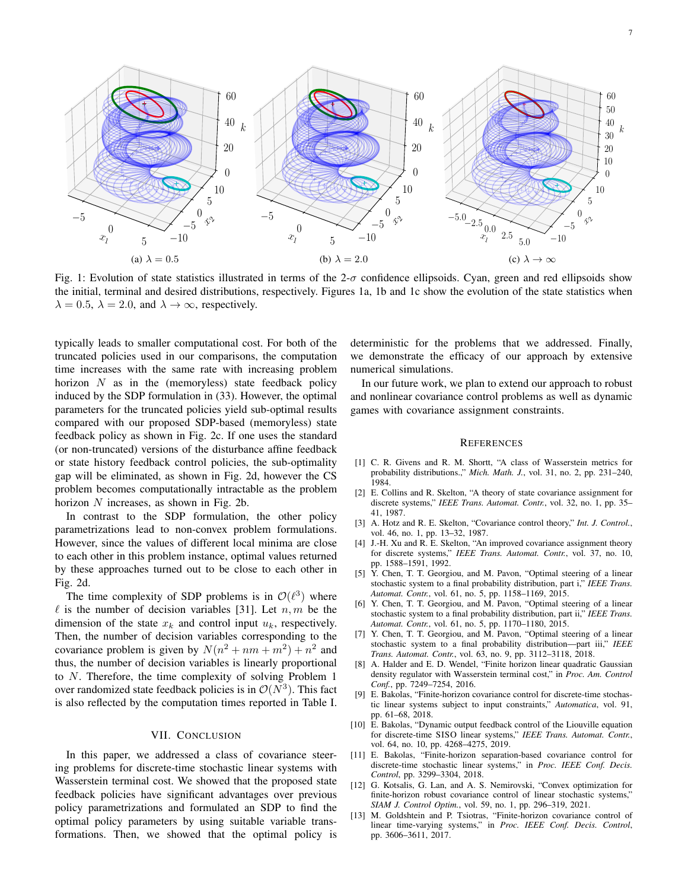(a) $\lambda = 0.5$

(b) $\lambda = 2.0$

(c) $\lambda \to \infty$

Fig. 1: Evolution of state statistics illustrated in terms of the 2-$\sigma$ confidence ellipsoids. Cyan, green and red ellipsoids show the initial, terminal and desired distributions, respectively. Figures 1a, 1b and 1c show the evolution of the state statistics when $\lambda = 0.5$, $\lambda = 2.0$, and $\lambda \to \infty$, respectively.

typically leads to smaller computational cost. For both of the truncated policies used in our comparisons, the computation time increases with the same rate with increasing problem horizon $N$ as in the (memoryless) state feedback policy induced by the SDP formulation in (33). However, the optimal parameters for the truncated policies yield sub-optimal results compared with our proposed SDP-based (memoryless) state feedback policy as shown in Fig. 2c. If one uses the standard (or non-truncated) versions of the disturbance affine feedback or state history feedback control policies, the sub-optimality gap will be eliminated, as shown in Fig. 2d, however the CS problem becomes computationally intractable as the problem horizon $N$ increases, as shown in Fig. 2b.

In contrast to the SDP formulation, the other policy parametrizations lead to non-convex problem formulations. However, since the values of different local minima are close to each other in this problem instance, optimal values returned by these approaches turned out to be close to each other in Fig. 2d.

The time complexity of SDP problems is in $\mathcal{O}(\ell^3)$ where $\ell$ is the number of decision variables [31]. Let $n, m$ be the dimension of the state $x_k$ and control input $u_k$, respectively. Then, the number of decision variables corresponding to the covariance problem is given by $N(n^2 + nm + m^2) + n^2$ and thus, the number of decision variables is linearly proportional to $N$. Therefore, the time complexity of solving Problem 1 over randomized state feedback policies is in $\mathcal{O}(N^3)$. This fact is also reflected by the computation times reported in Table I.

## VII. Conclusion

In this paper, we addressed a class of covariance steering problems for discrete-time stochastic linear systems with Wasserstein terminal cost. We showed that the proposed state feedback policies have significant advantages over previous policy parametrizations and formulated an SDP to find the optimal policy parameters by using suitable variable transformations. Then, we showed that the optimal policy is deterministic for the problems that we addressed. Finally, we demonstrate the efficacy of our approach by extensive numerical simulations.

In our future work, we plan to extend our approach to robust and nonlinear covariance control problems as well as dynamic games with covariance assignment constraints.

## References

[1] C. R. Givens and R. M. Shortt, "A class of Wasserstein metrics for probability distributions.," *Mich. Math. J.*, vol. 31, no. 2, pp. 231–240, 1984.

[2] E. Collins and R. Skelton, "A theory of state covariance assignment for discrete systems," *IEEE Trans. Automat. Contr.*, vol. 32, no. 1, pp. 35–41, 1987.

[3] A. Hotz and R. E. Skelton, "Covariance control theory," *Int. J. Control.*, vol. 46, no. 1, pp. 13–32, 1987.

[4] J.-H. Xu and R. E. Skelton, "An improved covariance assignment theory for discrete systems," *IEEE Trans. Automat. Contr.*, vol. 37, no. 10, pp. 1588–1591, 1992.

[5] Y. Chen, T. T. Georgiou, and M. Pavon, "Optimal steering of a linear stochastic system to a final probability distribution, part i," *IEEE Trans. Automat. Contr.*, vol. 61, no. 5, pp. 1158–1169, 2015.

[6] Y. Chen, T. T. Georgiou, and M. Pavon, "Optimal steering of a linear stochastic system to a final probability distribution, part ii," *IEEE Trans. Automat. Contr.*, vol. 61, no. 5, pp. 1170–1180, 2015.

[7] Y. Chen, T. T. Georgiou, and M. Pavon, "Optimal steering of a linear stochastic system to a final probability distribution—part iii," *IEEE Trans. Automat. Contr.*, vol. 63, no. 9, pp. 3112–3118, 2018.

[8] A. Halder and E. D. Wendel, "Finite horizon linear quadratic Gaussian density regulator with Wasserstein terminal cost," in *Proc. Am. Control Conf.*, pp. 7249–7254, 2016.

[9] E. Bakolas, "Finite-horizon covariance control for discrete-time stochastic linear systems subject to input constraints," *Automatica*, vol. 91, pp. 61–68, 2018.

[10] E. Bakolas, "Dynamic output feedback control of the Liouville equation for discrete-time SISO linear systems," *IEEE Trans. Automat. Contr.*, vol. 64, no. 10, pp. 4268–4275, 2019.

[11] E. Bakolas, "Finite-horizon separation-based covariance control for discrete-time stochastic linear systems," in *Proc. IEEE Conf. Decis. Control*, pp. 3299–3304, 2018.

[12] G. Kotsalis, G. Lan, and A. S. Nemirovski, "Convex optimization for finite-horizon robust covariance control of linear stochastic systems," *SIAM J. Control Optim.*, vol. 59, no. 1, pp. 296–319, 2021.

[13] M. Goldshtein and P. Tsiotras, "Finite-horizon covariance control of linear time-varying systems," in *Proc. IEEE Conf. Decis. Control*, pp. 3606–3611, 2017.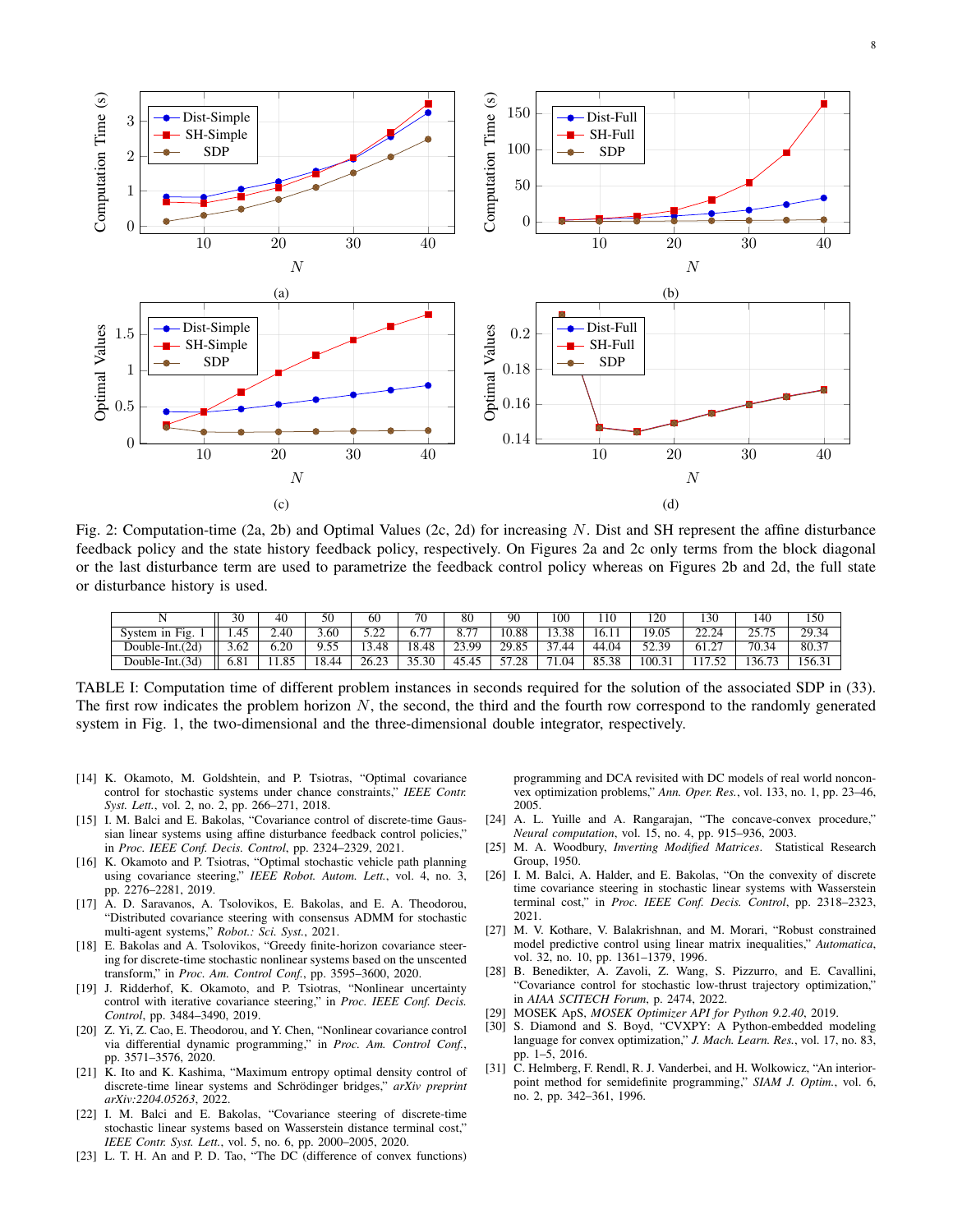(a)

Computation Time (s)

Dist-Simple
SH-Simple
SDP

0 1 2 3

10 20 30 40

$N$

(b)

Computation Time (s)

Dist-Full
SH-Full
SDP

0 50 100 150

10 20 30 40

$N$

(c)

Optimal Values

Dist-Simple
SH-Simple
SDP

0 0.5 1 1.5

10 20 30 40

$N$

(d)

Optimal Values

Dist-Full
SH-Full
SDP

0.14 0.16 0.18 0.2

10 20 30 40

$N$

Fig. 2: Computation-time (2a, 2b) and Optimal Values (2c, 2d) for increasing $N$. Dist and SH represent the affine disturbance feedback policy and the state history feedback policy, respectively. On Figures 2a and 2c only terms from the block diagonal or the last disturbance term are used to parametrize the feedback control policy whereas on Figures 2b and 2d, the full state or disturbance history is used.

| N | 30 | 40 | 50 | 60 | 70 | 80 | 90 | 100 | 110 | 120 | 130 | 140 | 150 |
|---|---|---|---|---|---|---|---|---|---|---|---|---|---|
| System in Fig. 1 | 1.45 | 2.40 | 3.60 | 5.22 | 6.77 | 8.77 | 10.88 | 13.38 | 16.11 | 19.05 | 22.24 | 25.75 | 29.34 |
| Double-Int.(2d) | 3.62 | 6.20 | 9.55 | 13.48 | 18.48 | 23.99 | 29.85 | 37.44 | 44.04 | 52.39 | 61.27 | 70.34 | 80.37 |
| Double-Int.(3d) | 6.81 | 11.85 | 18.44 | 26.23 | 35.30 | 45.45 | 57.28 | 71.04 | 85.38 | 100.31 | 117.52 | 136.73 | 156.31 |

TABLE I: Computation time of different problem instances in seconds required for the solution of the associated SDP in (33). The first row indicates the problem horizon $N$, the second, the third and the fourth row correspond to the randomly generated system in Fig. 1, the two-dimensional and the three-dimensional double integrator, respectively.

[14] K. Okamoto, M. Goldshtein, and P. Tsiotras, "Optimal covariance control for stochastic systems under chance constraints," *IEEE Contr. Syst. Lett.*, vol. 2, no. 2, pp. 266–271, 2018.

[15] I. M. Balci and E. Bakolas, "Covariance control of discrete-time Gaussian linear systems using affine disturbance feedback control policies," in *Proc. IEEE Conf. Decis. Control*, pp. 2324–2329, 2021.

[16] K. Okamoto and P. Tsiotras, "Optimal stochastic vehicle path planning using covariance steering," *IEEE Robot. Autom. Lett.*, vol. 4, no. 3, pp. 2276–2281, 2019.

[17] A. D. Saravanos, A. Tsolovikos, E. Bakolas, and E. A. Theodorou, "Distributed covariance steering with consensus ADMM for stochastic multi-agent systems," *Robot.: Sci. Syst.*, 2021.

[18] E. Bakolas and A. Tsolovikos, "Greedy finite-horizon covariance steering for discrete-time stochastic nonlinear systems based on the unscented transform," in *Proc. Am. Control Conf.*, pp. 3595–3600, 2020.

[19] J. Ridderhof, K. Okamoto, and P. Tsiotras, "Nonlinear uncertainty control with iterative covariance steering," in *Proc. IEEE Conf. Decis. Control*, pp. 3484–3490, 2019.

[20] Z. Yi, Z. Cao, E. Theodorou, and Y. Chen, "Nonlinear covariance control via differential dynamic programming," in *Proc. Am. Control Conf.*, pp. 3571–3576, 2020.

[21] K. Ito and K. Kashima, "Maximum entropy optimal density control of discrete-time linear systems and Schrödinger bridges," *arXiv preprint arXiv:2204.05263*, 2022.

[22] I. M. Balci and E. Bakolas, "Covariance steering of discrete-time stochastic linear systems based on Wasserstein distance terminal cost," *IEEE Contr. Syst. Lett.*, vol. 5, no. 6, pp. 2000–2005, 2020.

[23] L. T. H. An and P. D. Tao, "The DC (difference of convex functions) programming and DCA revisited with DC models of real world nonconvex optimization problems," *Ann. Oper. Res.*, vol. 133, no. 1, pp. 23–46, 2005.

[24] A. L. Yuille and A. Rangarajan, "The concave-convex procedure," *Neural computation*, vol. 15, no. 4, pp. 915–936, 2003.

[25] M. A. Woodbury, *Inverting Modified Matrices*. Statistical Research Group, 1950.

[26] I. M. Balci, A. Halder, and E. Bakolas, "On the convexity of discrete time covariance steering in stochastic linear systems with Wasserstein terminal cost," in *Proc. IEEE Conf. Decis. Control*, pp. 2318–2323, 2021.

[27] M. V. Kothare, V. Balakrishnan, and M. Morari, "Robust constrained model predictive control using linear matrix inequalities," *Automatica*, vol. 32, no. 10, pp. 1361–1379, 1996.

[28] B. Benedikter, A. Zavoli, Z. Wang, S. Pizzurro, and E. Cavallini, "Covariance control for stochastic low-thrust trajectory optimization," in *AIAA SCITECH Forum*, p. 2474, 2022.

[29] MOSEK ApS, *MOSEK Optimizer API for Python 9.2.40*, 2019.

[30] S. Diamond and S. Boyd, "CVXPY: A Python-embedded modeling language for convex optimization," *J. Mach. Learn. Res.*, vol. 17, no. 83, pp. 1–5, 2016.

[31] C. Helmberg, F. Rendl, R. J. Vanderbei, and H. Wolkowicz, "An interior-point method for semidefinite programming," *SIAM J. Optim.*, vol. 6, no. 2, pp. 342–361, 1996.